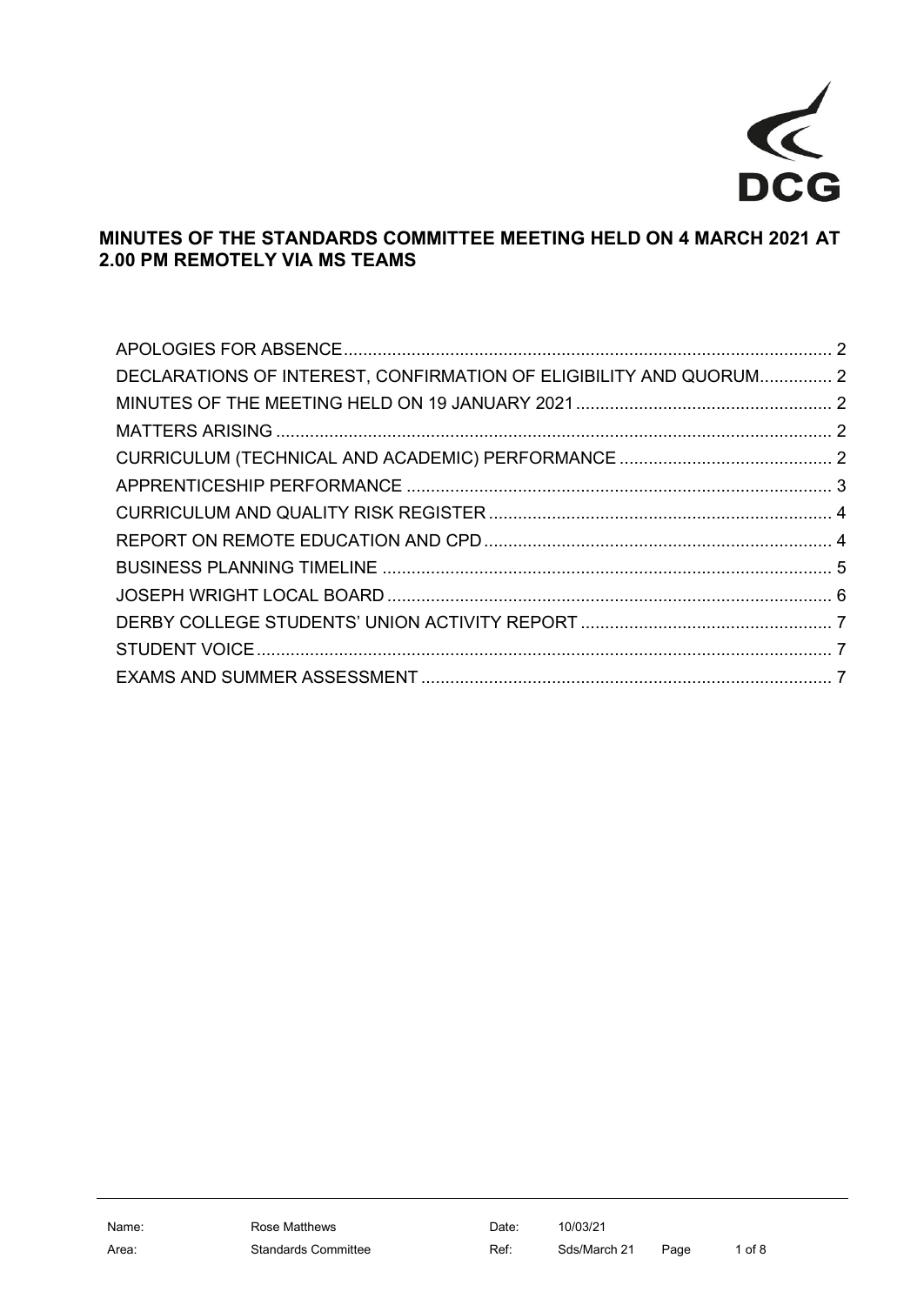# MINUTES OF THE STANDARDS COMMITTEE MEETING HELD ON 4 MARCH 2021 AT 2.00 PM REMOTELY VIA MS TEAMS

- APOLOGIES FOR ABSENCE .......... 2
- DECLARATIONS OF INTEREST, CONFIRMATION OF ELIGIBILITY AND QUORUM .......... 2
- MINUTES OF THE MEETING HELD ON 19 JANUARY 2021 .......... 2
- MATTERS ARISING .......... 2
- CURRICULUM (TECHNICAL AND ACADEMIC) PERFORMANCE .......... 2
- APPRENTICESHIP PERFORMANCE .......... 3
- CURRICULUM AND QUALITY RISK REGISTER .......... 4
- REPORT ON REMOTE EDUCATION AND CPD .......... 4
- BUSINESS PLANNING TIMELINE .......... 5
- JOSEPH WRIGHT LOCAL BOARD .......... 6
- DERBY COLLEGE STUDENTS' UNION ACTIVITY REPORT .......... 7
- STUDENT VOICE .......... 7
- EXAMS AND SUMMER ASSESSMENT .......... 7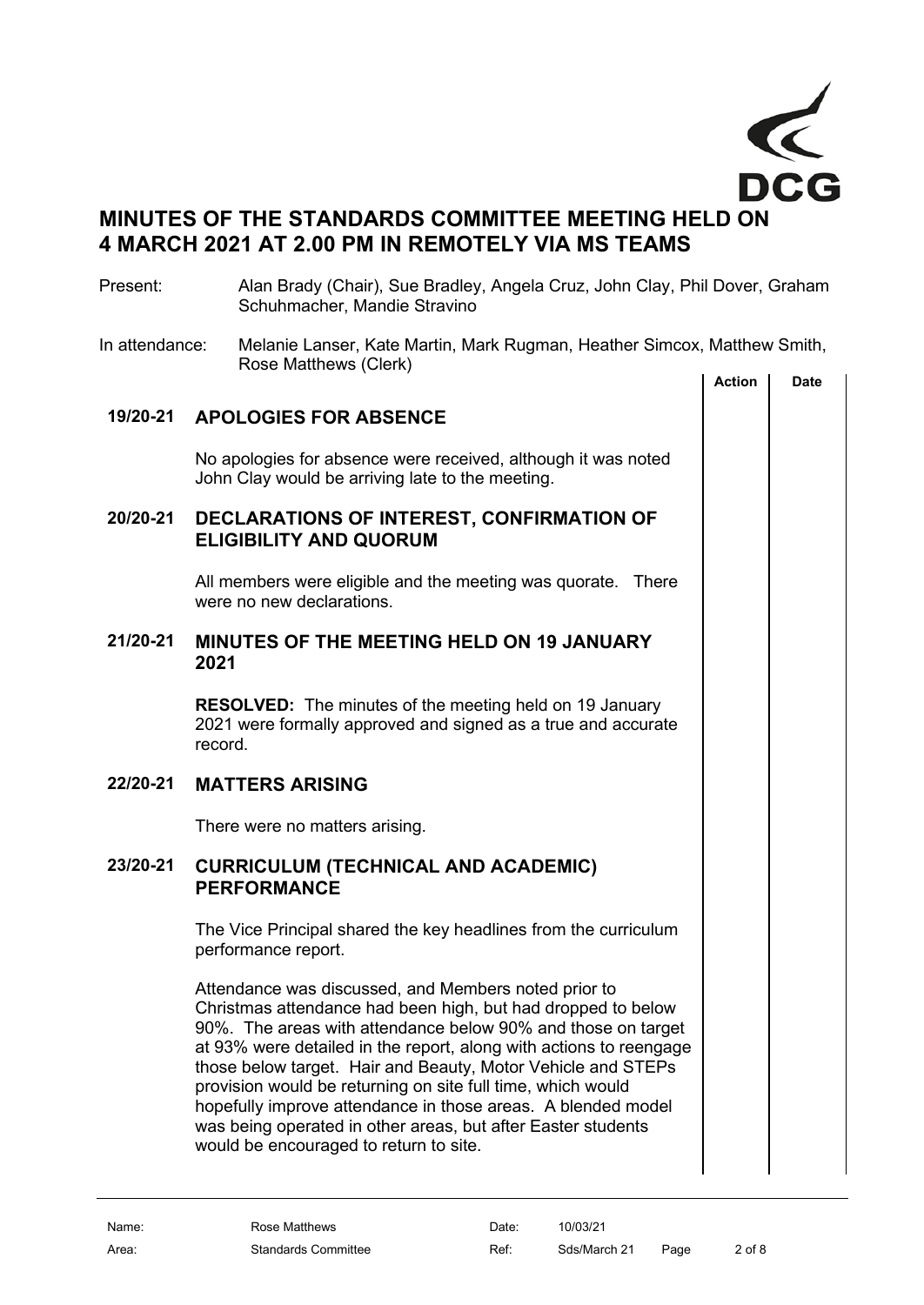# MINUTES OF THE STANDARDS COMMITTEE MEETING HELD ON 4 MARCH 2021 AT 2.00 PM IN REMOTELY VIA MS TEAMS

Present: Alan Brady (Chair), Sue Bradley, Angela Cruz, John Clay, Phil Dover, Graham Schuhmacher, Mandie Stravino

In attendance: Melanie Lanser, Kate Martin, Mark Rugman, Heather Simcox, Matthew Smith, Rose Matthews (Clerk)

| | | Action | Date |
|---|---|---|---|
| **19/20-21** | **APOLOGIES FOR ABSENCE** | | |
| | No apologies for absence were received, although it was noted John Clay would be arriving late to the meeting. | | |
| **20/20-21** | **DECLARATIONS OF INTEREST, CONFIRMATION OF ELIGIBILITY AND QUORUM** | | |
| | All members were eligible and the meeting was quorate. There were no new declarations. | | |
| **21/20-21** | **MINUTES OF THE MEETING HELD ON 19 JANUARY 2021** | | |
| | **RESOLVED:** The minutes of the meeting held on 19 January 2021 were formally approved and signed as a true and accurate record. | | |
| **22/20-21** | **MATTERS ARISING** | | |
| | There were no matters arising. | | |
| **23/20-21** | **CURRICULUM (TECHNICAL AND ACADEMIC) PERFORMANCE** | | |
| | The Vice Principal shared the key headlines from the curriculum performance report. | | |
| | Attendance was discussed, and Members noted prior to Christmas attendance had been high, but had dropped to below 90%. The areas with attendance below 90% and those on target at 93% were detailed in the report, along with actions to reengage those below target. Hair and Beauty, Motor Vehicle and STEPs provision would be returning on site full time, which would hopefully improve attendance in those areas. A blended model was being operated in other areas, but after Easter students would be encouraged to return to site. | | |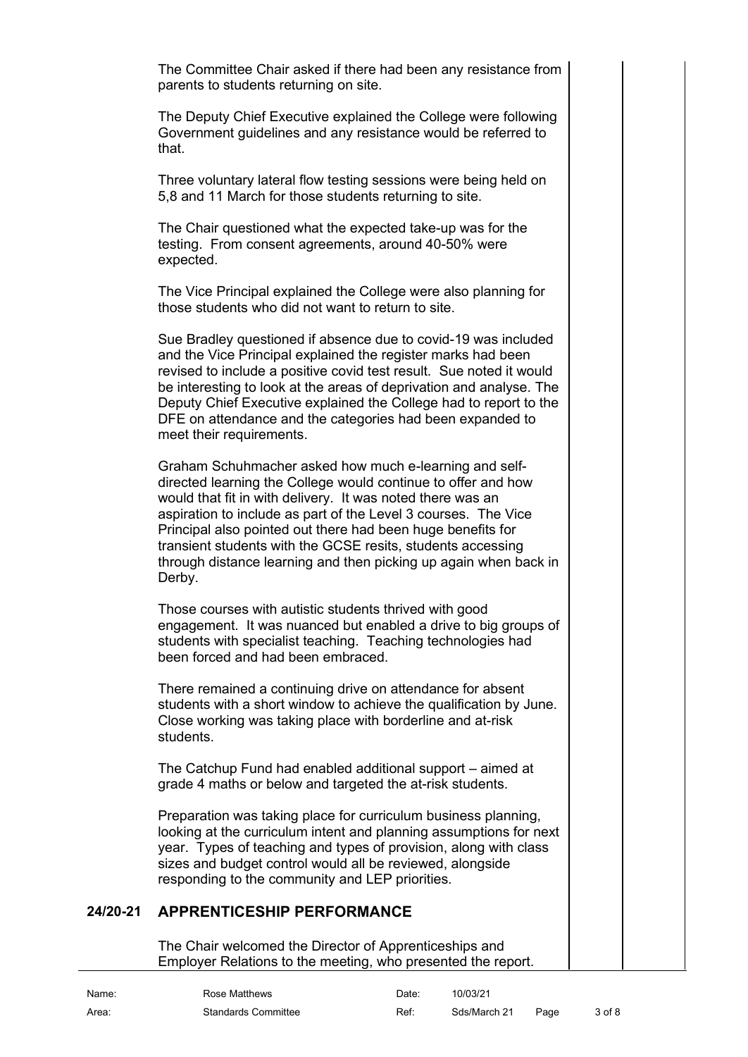The Committee Chair asked if there had been any resistance from parents to students returning on site.

The Deputy Chief Executive explained the College were following Government guidelines and any resistance would be referred to that.

Three voluntary lateral flow testing sessions were being held on 5,8 and 11 March for those students returning to site.

The Chair questioned what the expected take-up was for the testing. From consent agreements, around 40-50% were expected.

The Vice Principal explained the College were also planning for those students who did not want to return to site.

Sue Bradley questioned if absence due to covid-19 was included and the Vice Principal explained the register marks had been revised to include a positive covid test result. Sue noted it would be interesting to look at the areas of deprivation and analyse. The Deputy Chief Executive explained the College had to report to the DFE on attendance and the categories had been expanded to meet their requirements.

Graham Schuhmacher asked how much e-learning and self-directed learning the College would continue to offer and how would that fit in with delivery. It was noted there was an aspiration to include as part of the Level 3 courses. The Vice Principal also pointed out there had been huge benefits for transient students with the GCSE resits, students accessing through distance learning and then picking up again when back in Derby.

Those courses with autistic students thrived with good engagement. It was nuanced but enabled a drive to big groups of students with specialist teaching. Teaching technologies had been forced and had been embraced.

There remained a continuing drive on attendance for absent students with a short window to achieve the qualification by June. Close working was taking place with borderline and at-risk students.

The Catchup Fund had enabled additional support – aimed at grade 4 maths or below and targeted the at-risk students.

Preparation was taking place for curriculum business planning, looking at the curriculum intent and planning assumptions for next year. Types of teaching and types of provision, along with class sizes and budget control would all be reviewed, alongside responding to the community and LEP priorities.

## 24/20-21 APPRENTICESHIP PERFORMANCE

The Chair welcomed the Director of Apprenticeships and Employer Relations to the meeting, who presented the report.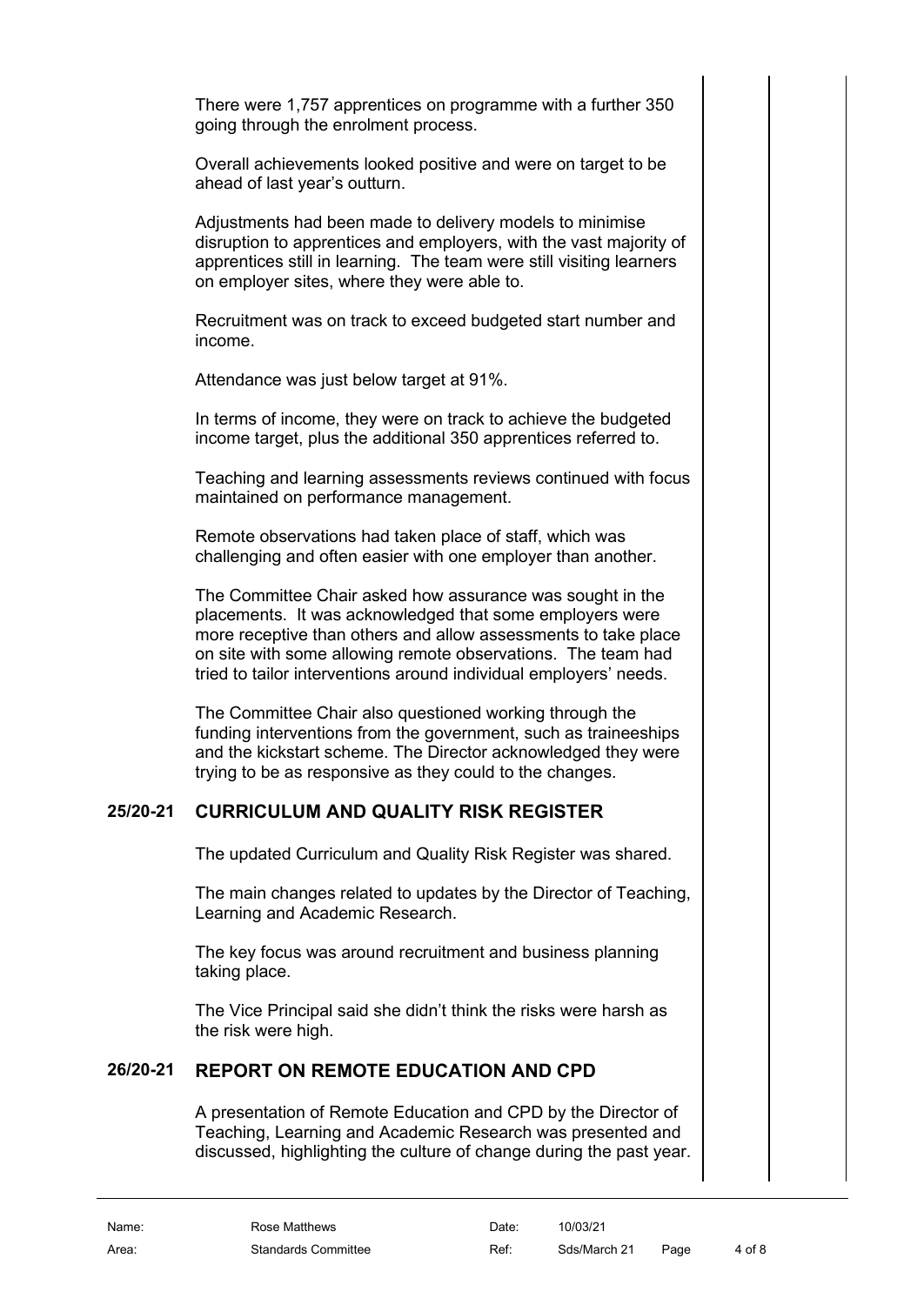There were 1,757 apprentices on programme with a further 350 going through the enrolment process.

Overall achievements looked positive and were on target to be ahead of last year's outturn.

Adjustments had been made to delivery models to minimise disruption to apprentices and employers, with the vast majority of apprentices still in learning. The team were still visiting learners on employer sites, where they were able to.

Recruitment was on track to exceed budgeted start number and income.

Attendance was just below target at 91%.

In terms of income, they were on track to achieve the budgeted income target, plus the additional 350 apprentices referred to.

Teaching and learning assessments reviews continued with focus maintained on performance management.

Remote observations had taken place of staff, which was challenging and often easier with one employer than another.

The Committee Chair asked how assurance was sought in the placements. It was acknowledged that some employers were more receptive than others and allow assessments to take place on site with some allowing remote observations. The team had tried to tailor interventions around individual employers' needs.

The Committee Chair also questioned working through the funding interventions from the government, such as traineeships and the kickstart scheme. The Director acknowledged they were trying to be as responsive as they could to the changes.

## 25/20-21 CURRICULUM AND QUALITY RISK REGISTER

The updated Curriculum and Quality Risk Register was shared.

The main changes related to updates by the Director of Teaching, Learning and Academic Research.

The key focus was around recruitment and business planning taking place.

The Vice Principal said she didn't think the risks were harsh as the risk were high.

## 26/20-21 REPORT ON REMOTE EDUCATION AND CPD

A presentation of Remote Education and CPD by the Director of Teaching, Learning and Academic Research was presented and discussed, highlighting the culture of change during the past year.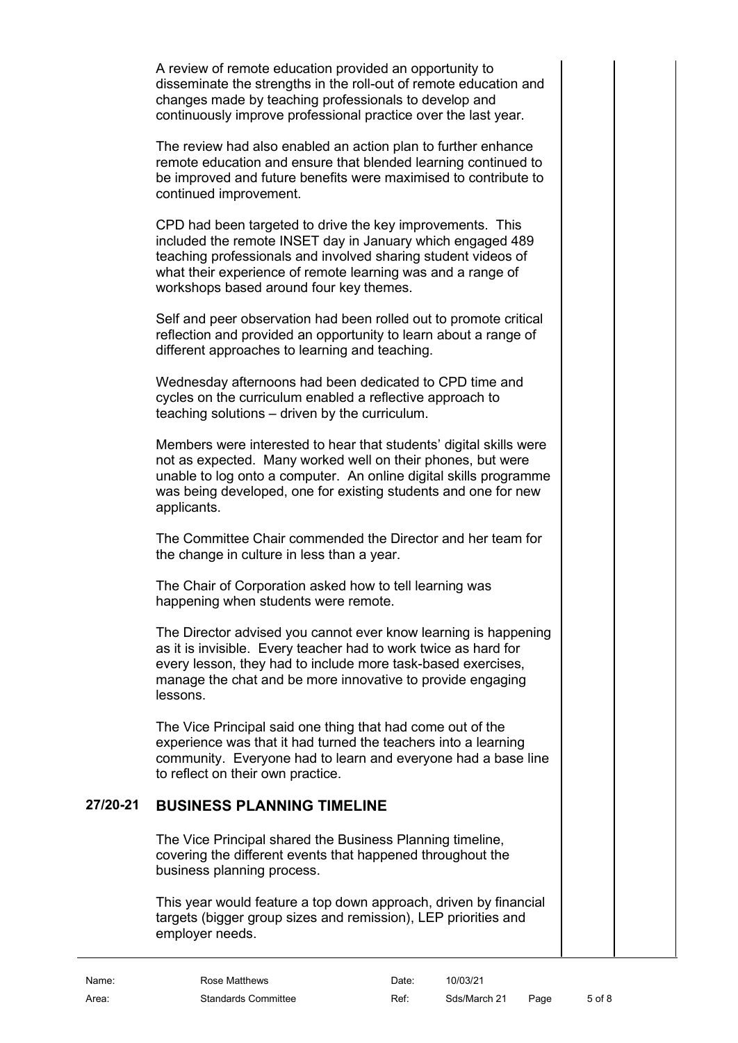A review of remote education provided an opportunity to disseminate the strengths in the roll-out of remote education and changes made by teaching professionals to develop and continuously improve professional practice over the last year.

The review had also enabled an action plan to further enhance remote education and ensure that blended learning continued to be improved and future benefits were maximised to contribute to continued improvement.

CPD had been targeted to drive the key improvements. This included the remote INSET day in January which engaged 489 teaching professionals and involved sharing student videos of what their experience of remote learning was and a range of workshops based around four key themes.

Self and peer observation had been rolled out to promote critical reflection and provided an opportunity to learn about a range of different approaches to learning and teaching.

Wednesday afternoons had been dedicated to CPD time and cycles on the curriculum enabled a reflective approach to teaching solutions – driven by the curriculum.

Members were interested to hear that students' digital skills were not as expected. Many worked well on their phones, but were unable to log onto a computer. An online digital skills programme was being developed, one for existing students and one for new applicants.

The Committee Chair commended the Director and her team for the change in culture in less than a year.

The Chair of Corporation asked how to tell learning was happening when students were remote.

The Director advised you cannot ever know learning is happening as it is invisible. Every teacher had to work twice as hard for every lesson, they had to include more task-based exercises, manage the chat and be more innovative to provide engaging lessons.

The Vice Principal said one thing that had come out of the experience was that it had turned the teachers into a learning community. Everyone had to learn and everyone had a base line to reflect on their own practice.

## 27/20-21 BUSINESS PLANNING TIMELINE

The Vice Principal shared the Business Planning timeline, covering the different events that happened throughout the business planning process.

This year would feature a top down approach, driven by financial targets (bigger group sizes and remission), LEP priorities and employer needs.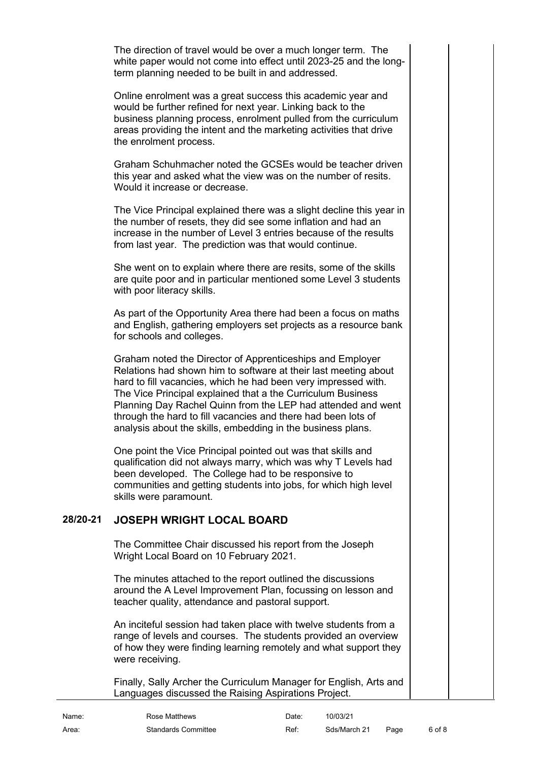The direction of travel would be over a much longer term. The white paper would not come into effect until 2023-25 and the long-term planning needed to be built in and addressed.

Online enrolment was a great success this academic year and would be further refined for next year. Linking back to the business planning process, enrolment pulled from the curriculum areas providing the intent and the marketing activities that drive the enrolment process.

Graham Schuhmacher noted the GCSEs would be teacher driven this year and asked what the view was on the number of resits. Would it increase or decrease.

The Vice Principal explained there was a slight decline this year in the number of resets, they did see some inflation and had an increase in the number of Level 3 entries because of the results from last year. The prediction was that would continue.

She went on to explain where there are resits, some of the skills are quite poor and in particular mentioned some Level 3 students with poor literacy skills.

As part of the Opportunity Area there had been a focus on maths and English, gathering employers set projects as a resource bank for schools and colleges.

Graham noted the Director of Apprenticeships and Employer Relations had shown him to software at their last meeting about hard to fill vacancies, which he had been very impressed with. The Vice Principal explained that a the Curriculum Business Planning Day Rachel Quinn from the LEP had attended and went through the hard to fill vacancies and there had been lots of analysis about the skills, embedding in the business plans.

One point the Vice Principal pointed out was that skills and qualification did not always marry, which was why T Levels had been developed. The College had to be responsive to communities and getting students into jobs, for which high level skills were paramount.

## 28/20-21 JOSEPH WRIGHT LOCAL BOARD

The Committee Chair discussed his report from the Joseph Wright Local Board on 10 February 2021.

The minutes attached to the report outlined the discussions around the A Level Improvement Plan, focussing on lesson and teacher quality, attendance and pastoral support.

An inciteful session had taken place with twelve students from a range of levels and courses. The students provided an overview of how they were finding learning remotely and what support they were receiving.

Finally, Sally Archer the Curriculum Manager for English, Arts and Languages discussed the Raising Aspirations Project.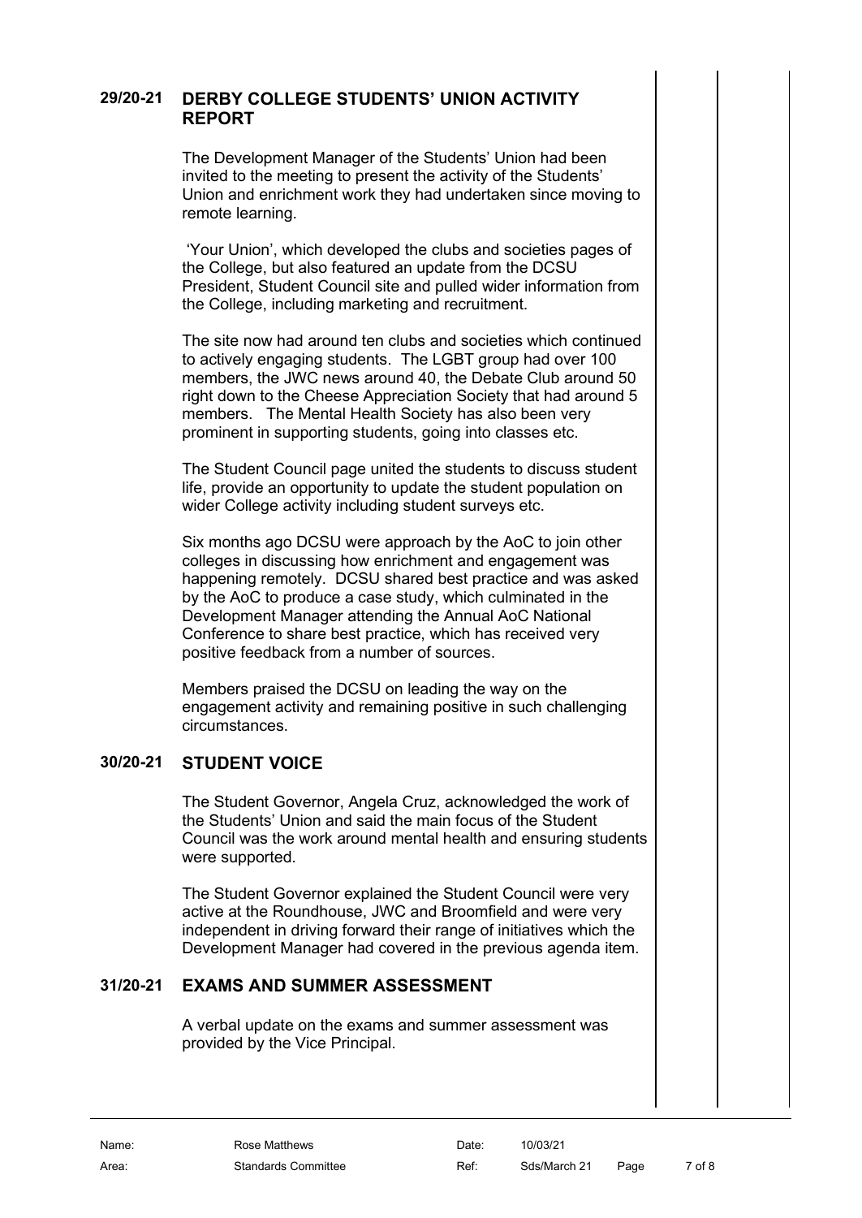## 29/20-21 DERBY COLLEGE STUDENTS' UNION ACTIVITY REPORT

The Development Manager of the Students' Union had been invited to the meeting to present the activity of the Students' Union and enrichment work they had undertaken since moving to remote learning.

'Your Union', which developed the clubs and societies pages of the College, but also featured an update from the DCSU President, Student Council site and pulled wider information from the College, including marketing and recruitment.

The site now had around ten clubs and societies which continued to actively engaging students. The LGBT group had over 100 members, the JWC news around 40, the Debate Club around 50 right down to the Cheese Appreciation Society that had around 5 members. The Mental Health Society has also been very prominent in supporting students, going into classes etc.

The Student Council page united the students to discuss student life, provide an opportunity to update the student population on wider College activity including student surveys etc.

Six months ago DCSU were approach by the AoC to join other colleges in discussing how enrichment and engagement was happening remotely. DCSU shared best practice and was asked by the AoC to produce a case study, which culminated in the Development Manager attending the Annual AoC National Conference to share best practice, which has received very positive feedback from a number of sources.

Members praised the DCSU on leading the way on the engagement activity and remaining positive in such challenging circumstances.

## 30/20-21 STUDENT VOICE

The Student Governor, Angela Cruz, acknowledged the work of the Students' Union and said the main focus of the Student Council was the work around mental health and ensuring students were supported.

The Student Governor explained the Student Council were very active at the Roundhouse, JWC and Broomfield and were very independent in driving forward their range of initiatives which the Development Manager had covered in the previous agenda item.

## 31/20-21 EXAMS AND SUMMER ASSESSMENT

A verbal update on the exams and summer assessment was provided by the Vice Principal.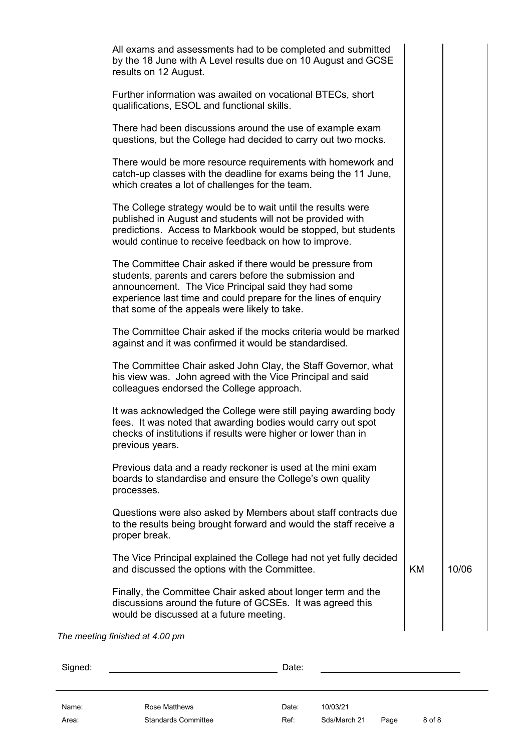All exams and assessments had to be completed and submitted by the 18 June with A Level results due on 10 August and GCSE results on 12 August.

Further information was awaited on vocational BTECs, short qualifications, ESOL and functional skills.

There had been discussions around the use of example exam questions, but the College had decided to carry out two mocks.

There would be more resource requirements with homework and catch-up classes with the deadline for exams being the 11 June, which creates a lot of challenges for the team.

The College strategy would be to wait until the results were published in August and students will not be provided with predictions. Access to Markbook would be stopped, but students would continue to receive feedback on how to improve.

The Committee Chair asked if there would be pressure from students, parents and carers before the submission and announcement. The Vice Principal said they had some experience last time and could prepare for the lines of enquiry that some of the appeals were likely to take.

The Committee Chair asked if the mocks criteria would be marked against and it was confirmed it would be standardised.

The Committee Chair asked John Clay, the Staff Governor, what his view was. John agreed with the Vice Principal and said colleagues endorsed the College approach.

It was acknowledged the College were still paying awarding body fees. It was noted that awarding bodies would carry out spot checks of institutions if results were higher or lower than in previous years.

Previous data and a ready reckoner is used at the mini exam boards to standardise and ensure the College's own quality processes.

Questions were also asked by Members about staff contracts due to the results being brought forward and would the staff receive a proper break.

| | | |
|---|---|---|
| The Vice Principal explained the College had not yet fully decided and discussed the options with the Committee. | KM | 10/06 |

Finally, the Committee Chair asked about longer term and the discussions around the future of GCSEs. It was agreed this would be discussed at a future meeting.

*The meeting finished at 4.00 pm*

Signed: ______________________ Date: ______________________

| | | | |
|---|---|---|---|
| Name: | Rose Matthews | Date: | 10/03/21 |
| Area: | Standards Committee | Ref: | Sds/March 21 |